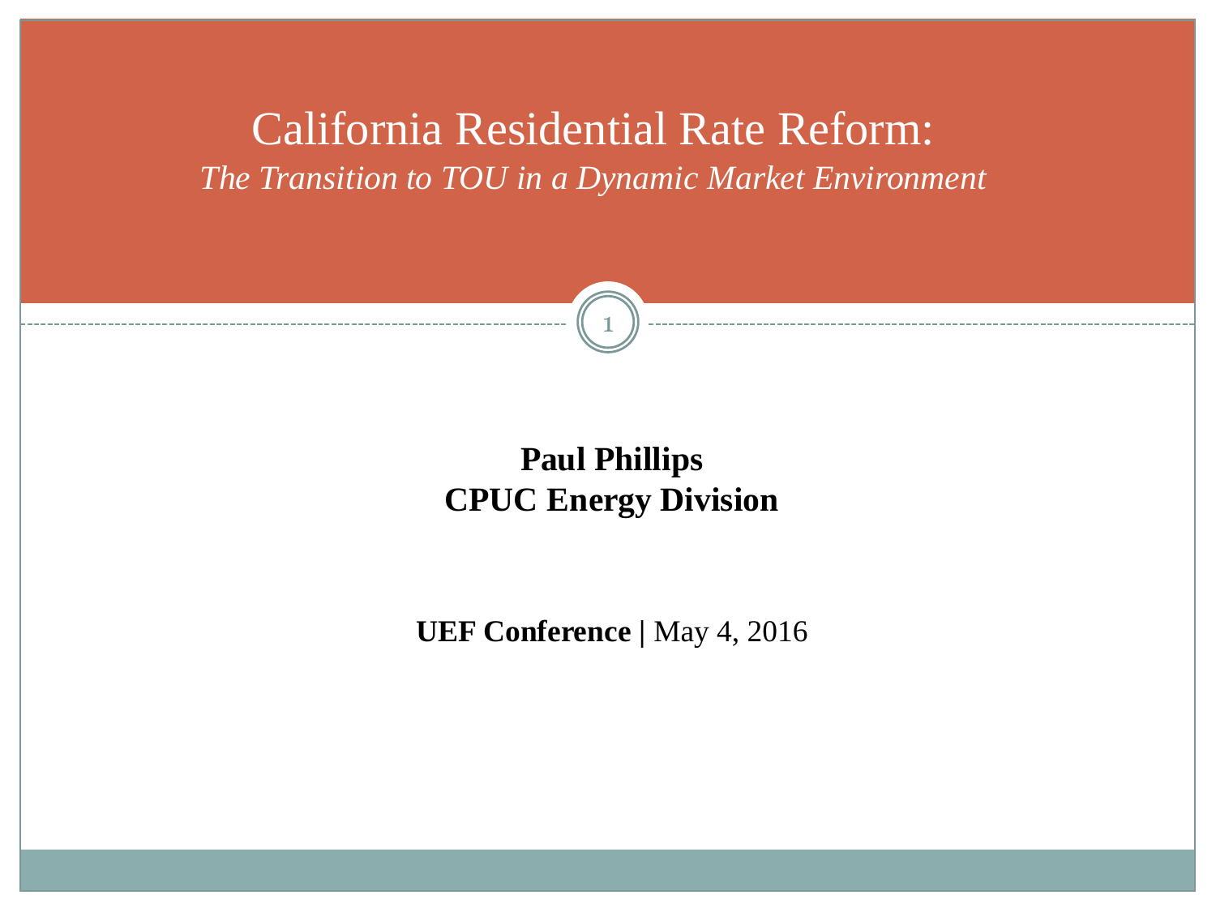# California Residential Rate Reform:

*The Transition to TOU in a Dynamic Market Environment*

**Paul Phillips**
**CPUC Energy Division**

**UEF Conference |** May 4, 2016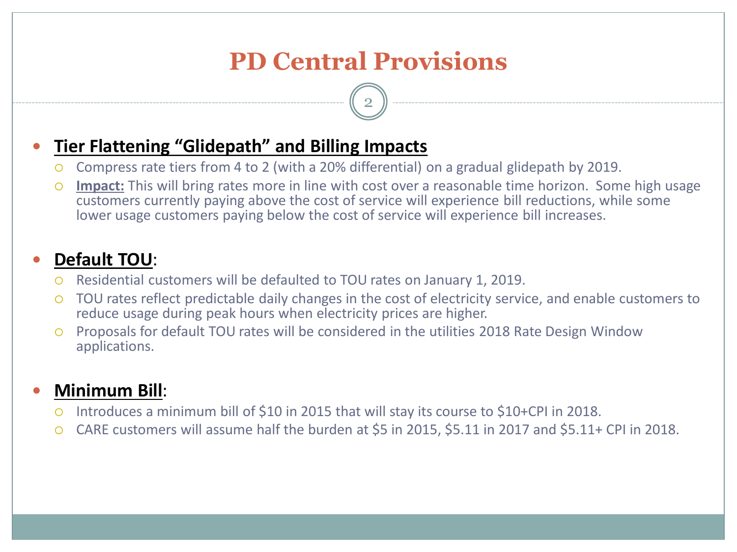# PD Central Provisions

- **Tier Flattening "Glidepath" and Billing Impacts**
  - Compress rate tiers from 4 to 2 (with a 20% differential) on a gradual glidepath by 2019.
  - **Impact:** This will bring rates more in line with cost over a reasonable time horizon. Some high usage customers currently paying above the cost of service will experience bill reductions, while some lower usage customers paying below the cost of service will experience bill increases.

- **Default TOU**:
  - Residential customers will be defaulted to TOU rates on January 1, 2019.
  - TOU rates reflect predictable daily changes in the cost of electricity service, and enable customers to reduce usage during peak hours when electricity prices are higher.
  - Proposals for default TOU rates will be considered in the utilities 2018 Rate Design Window applications.

- **Minimum Bill**:
  - Introduces a minimum bill of $10 in 2015 that will stay its course to $10+CPI in 2018.
  - CARE customers will assume half the burden at $5 in 2015, $5.11 in 2017 and $5.11+ CPI in 2018.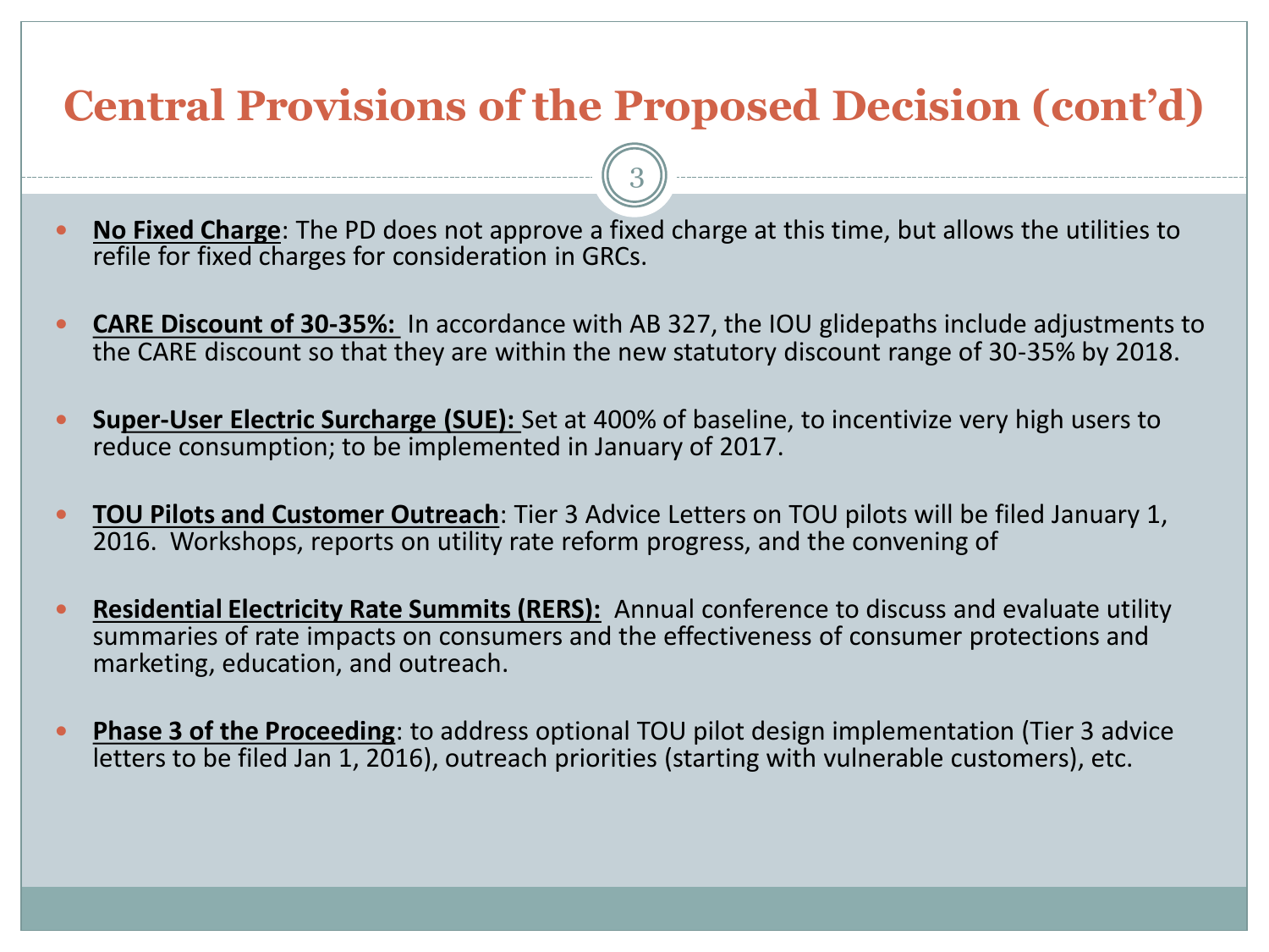# Central Provisions of the Proposed Decision (cont'd)

- **No Fixed Charge**: The PD does not approve a fixed charge at this time, but allows the utilities to refile for fixed charges for consideration in GRCs.
- **CARE Discount of 30-35%:** In accordance with AB 327, the IOU glidepaths include adjustments to the CARE discount so that they are within the new statutory discount range of 30-35% by 2018.
- **Super-User Electric Surcharge (SUE):** Set at 400% of baseline, to incentivize very high users to reduce consumption; to be implemented in January of 2017.
- **TOU Pilots and Customer Outreach**: Tier 3 Advice Letters on TOU pilots will be filed January 1, 2016. Workshops, reports on utility rate reform progress, and the convening of
- **Residential Electricity Rate Summits (RERS):** Annual conference to discuss and evaluate utility summaries of rate impacts on consumers and the effectiveness of consumer protections and marketing, education, and outreach.
- **Phase 3 of the Proceeding**: to address optional TOU pilot design implementation (Tier 3 advice letters to be filed Jan 1, 2016), outreach priorities (starting with vulnerable customers), etc.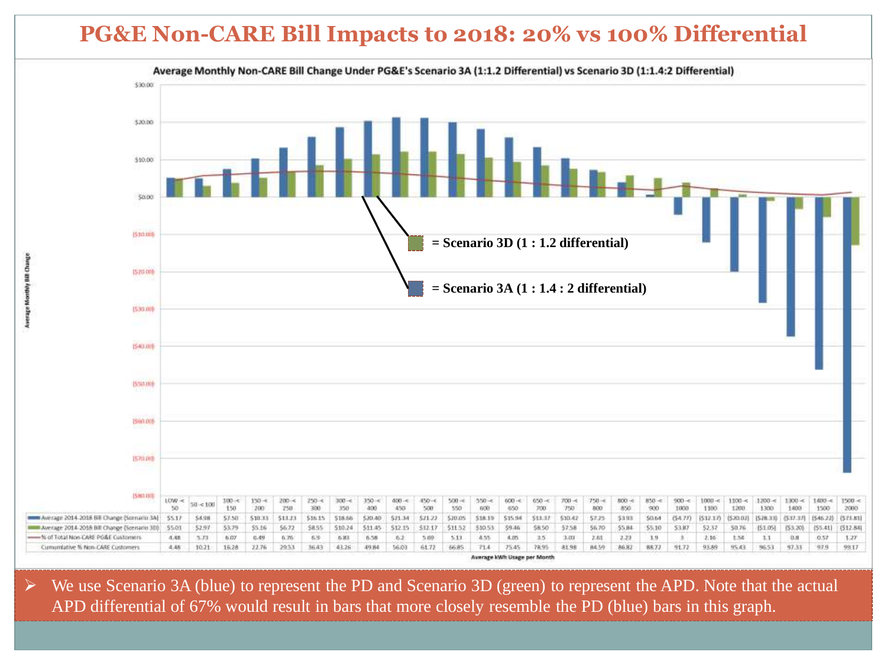# PG&E Non-CARE Bill Impacts to 2018: 20% vs 100% Differential

**Average Monthly Non-CARE Bill Change Under PG&E's Scenario 3A (1:1.2 Differential) vs Scenario 3D (1:1.4:2 Differential)**

= Scenario 3D (1 : 1.2 differential)

= Scenario 3A (1 : 1.4 : 2 differential)

| Average kWh Usage per Month | LOW < 50 | 50 < 100 | 100 -< 150 | 150 -< 200 | 200 -< 250 | 250 -< 300 | 300 -< 350 | 350 -< 400 | 400 -< 450 | 450 -< 500 | 500 -< 550 | 550 -< 600 | 600 -< 650 | 650 -< 700 | 700 -< 750 | 750 -< 800 | 800 -< 850 | 850 -< 900 | 900 -< 1000 | 1000 -< 1100 | 1100 -< 1200 | 1200 -< 1300 | 1300 -< 1400 | 1400 -< 1500 | 1500 -< 2000 |
|---|---|---|---|---|---|---|---|---|---|---|---|---|---|---|---|---|---|---|---|---|---|---|---|---|---|
| Average 2014-2018 Bill Change (Scenario 3A) | $5.17 | $4.98 | $7.50 | $10.33 | $13.23 | $16.15 | $18.66 | $20.40 | $21.34 | $21.22 | $20.05 | $18.19 | $15.94 | $13.37 | $10.42 | $7.25 | $3.93 | $0.64 | ($4.77) | ($12.17) | ($20.02) | ($28.33) | ($37.37) | ($46.22) | ($73.81) |
| Average 2014-2018 Bill Change (Scenario 3D) | $5.01 | $2.97 | $3.79 | $5.16 | $6.72 | $8.55 | $10.24 | $11.45 | $12.15 | $12.17 | $11.52 | $10.53 | $9.46 | $8.50 | $7.58 | $6.70 | $5.84 | $5.10 | $3.87 | $2.37 | $0.76 | ($1.05) | ($3.20) | ($5.41) | ($12.84) |
| % of Total Non-CARE PG&E Customers | 4.48 | 5.73 | 6.07 | 6.49 | 6.76 | 6.9 | 6.83 | 6.58 | 6.2 | 5.69 | 5.13 | 4.55 | 4.05 | 3.5 | 3.03 | 2.61 | 2.23 | 1.9 | 3 | 2.16 | 1.54 | 1.1 | 0.8 | 0.57 | 1.27 |
| Cumulative % Non-CARE Customers | 4.48 | 10.21 | 16.28 | 22.76 | 29.53 | 36.43 | 43.26 | 49.84 | 56.03 | 61.72 | 66.85 | 71.4 | 75.45 | 78.95 | 81.98 | 84.59 | 86.82 | 88.72 | 91.72 | 93.89 | 95.43 | 96.53 | 97.33 | 97.9 | 99.17 |

- We use Scenario 3A (blue) to represent the PD and Scenario 3D (green) to represent the APD. Note that the actual APD differential of 67% would result in bars that more closely resemble the PD (blue) bars in this graph.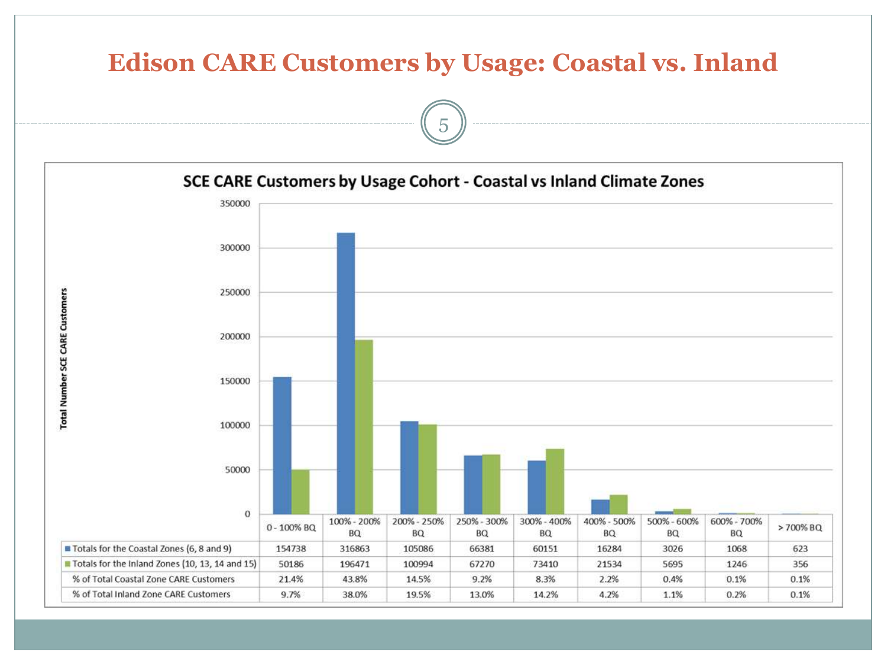# Edison CARE Customers by Usage: Coastal vs. Inland

## SCE CARE Customers by Usage Cohort - Coastal vs Inland Climate Zones

| | 0 - 100% BQ | 100% - 200% BQ | 200% - 250% BQ | 250% - 300% BQ | 300% - 400% BQ | 400% - 500% BQ | 500% - 600% BQ | 600% - 700% BQ | > 700% BQ |
|---|---|---|---|---|---|---|---|---|---|
| Totals for the Coastal Zones (6, 8 and 9) | 154738 | 316863 | 105086 | 66381 | 60151 | 16284 | 3026 | 1068 | 623 |
| Totals for the Inland Zones (10, 13, 14 and 15) | 50186 | 196471 | 100994 | 67270 | 73410 | 21534 | 5695 | 1246 | 356 |
| % of Total Coastal Zone CARE Customers | 21.4% | 43.8% | 14.5% | 9.2% | 8.3% | 2.2% | 0.4% | 0.1% | 0.1% |
| % of Total Inland Zone CARE Customers | 9.7% | 38.0% | 19.5% | 13.0% | 14.2% | 4.2% | 1.1% | 0.2% | 0.1% |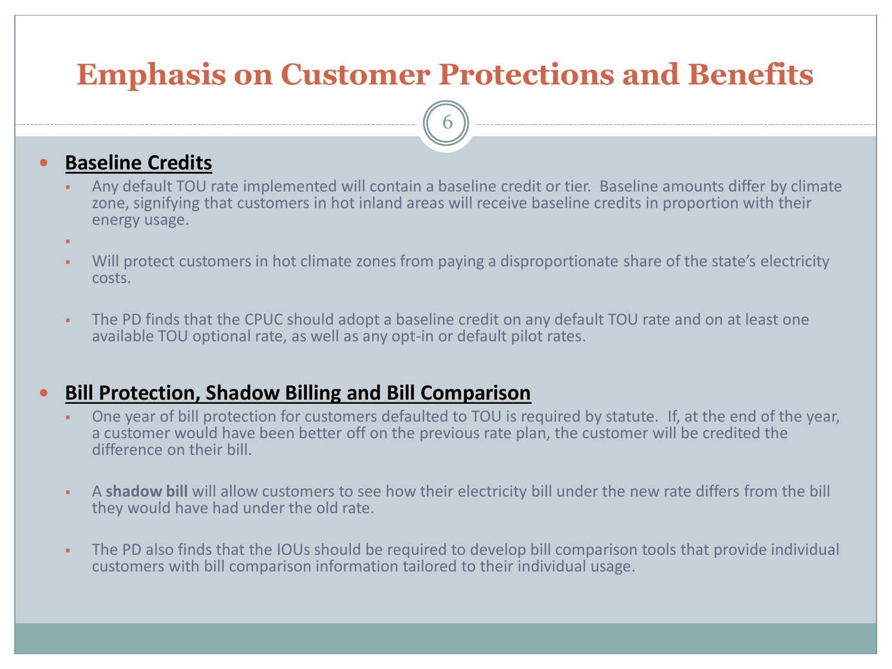# Emphasis on Customer Protections and Benefits

- **Baseline Credits**
  - Any default TOU rate implemented will contain a baseline credit or tier. Baseline amounts differ by climate zone, signifying that customers in hot inland areas will receive baseline credits in proportion with their energy usage.
  - Will protect customers in hot climate zones from paying a disproportionate share of the state's electricity costs.
  - The PD finds that the CPUC should adopt a baseline credit on any default TOU rate and on at least one available TOU optional rate, as well as any opt-in or default pilot rates.

- **Bill Protection, Shadow Billing and Bill Comparison**
  - One year of bill protection for customers defaulted to TOU is required by statute. If, at the end of the year, a customer would have been better off on the previous rate plan, the customer will be credited the difference on their bill.
  - A **shadow bill** will allow customers to see how their electricity bill under the new rate differs from the bill they would have had under the old rate.
  - The PD also finds that the IOUs should be required to develop bill comparison tools that provide individual customers with bill comparison information tailored to their individual usage.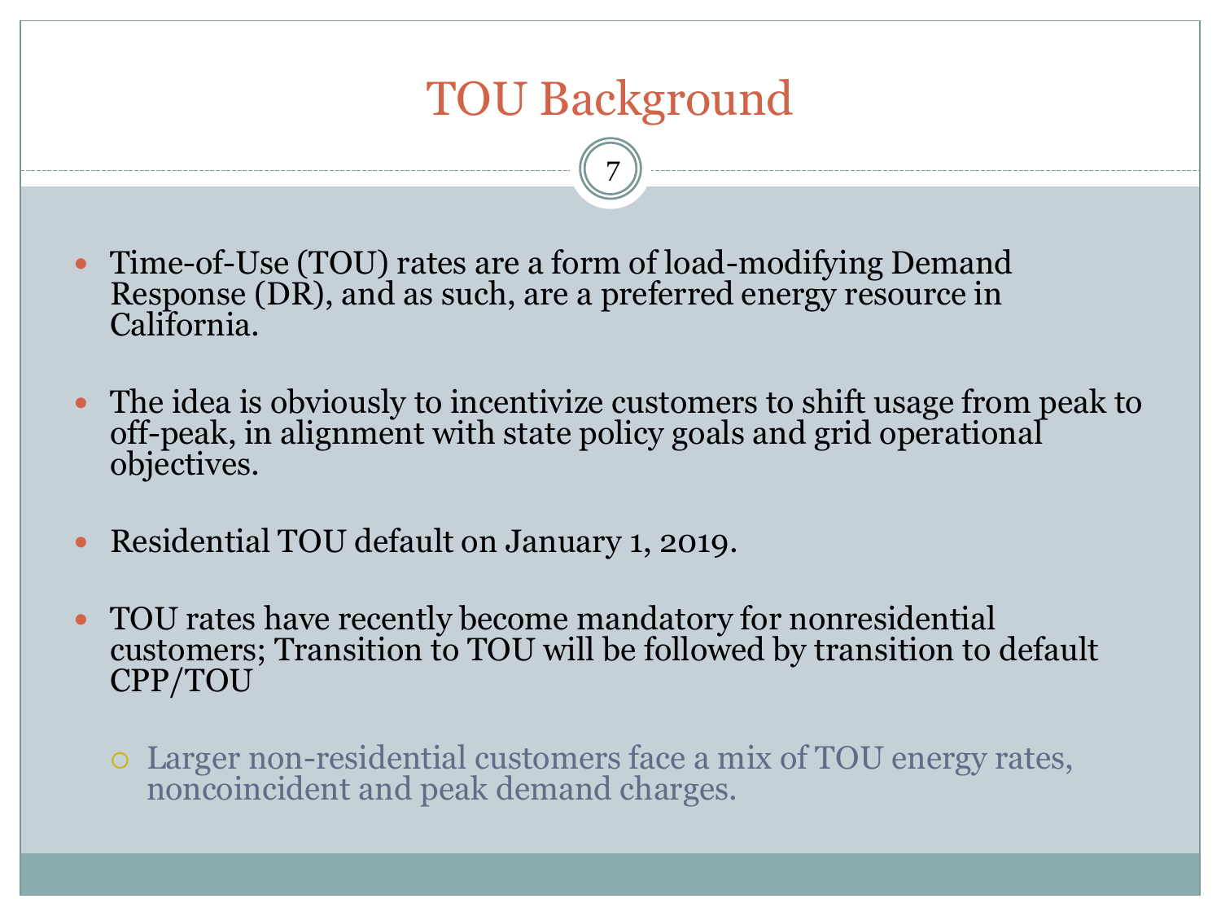# TOU Background

- Time-of-Use (TOU) rates are a form of load-modifying Demand Response (DR), and as such, are a preferred energy resource in California.

- The idea is obviously to incentivize customers to shift usage from peak to off-peak, in alignment with state policy goals and grid operational objectives.

- Residential TOU default on January 1, 2019.

- TOU rates have recently become mandatory for nonresidential customers; Transition to TOU will be followed by transition to default CPP/TOU

  - Larger non-residential customers face a mix of TOU energy rates, noncoincident and peak demand charges.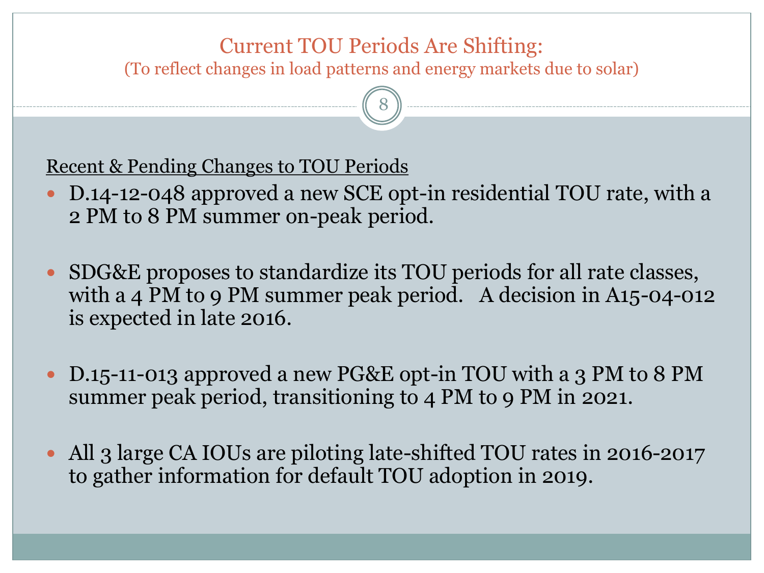# Current TOU Periods Are Shifting:

(To reflect changes in load patterns and energy markets due to solar)

Recent & Pending Changes to TOU Periods

- D.14-12-048 approved a new SCE opt-in residential TOU rate, with a 2 PM to 8 PM summer on-peak period.
- SDG&E proposes to standardize its TOU periods for all rate classes, with a 4 PM to 9 PM summer peak period. A decision in A15-04-012 is expected in late 2016.
- D.15-11-013 approved a new PG&E opt-in TOU with a 3 PM to 8 PM summer peak period, transitioning to 4 PM to 9 PM in 2021.
- All 3 large CA IOUs are piloting late-shifted TOU rates in 2016-2017 to gather information for default TOU adoption in 2019.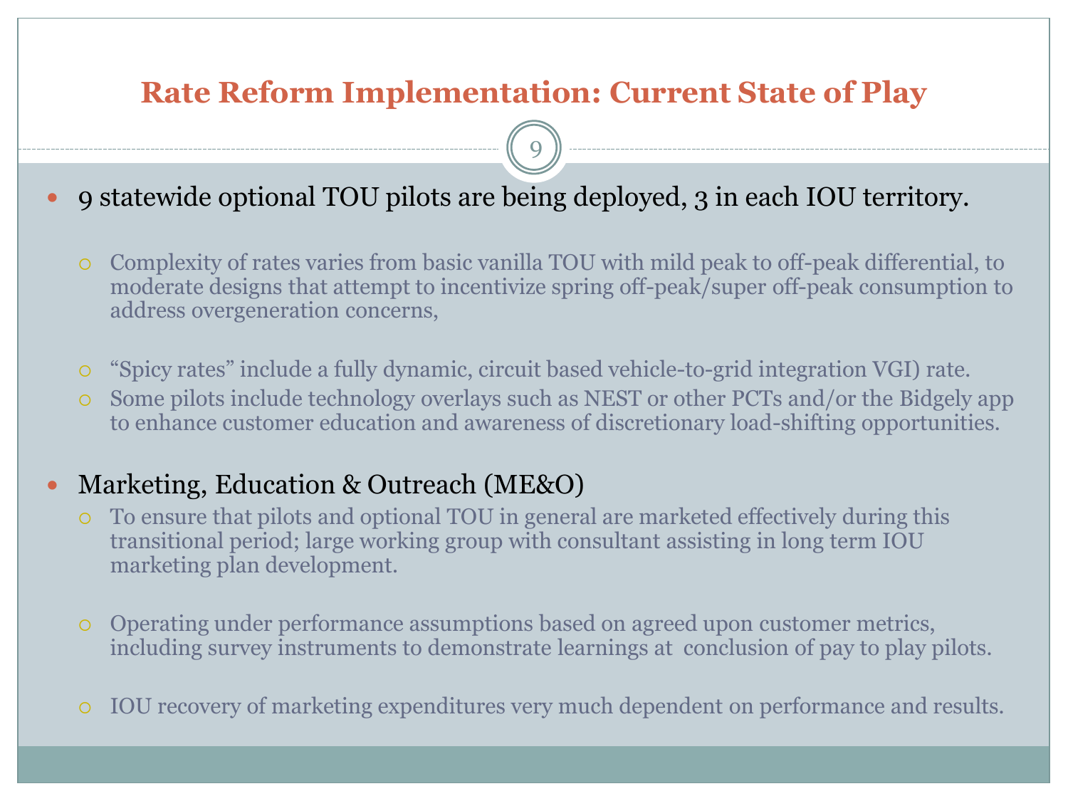# Rate Reform Implementation: Current State of Play

- 9 statewide optional TOU pilots are being deployed, 3 in each IOU territory.
  - Complexity of rates varies from basic vanilla TOU with mild peak to off-peak differential, to moderate designs that attempt to incentivize spring off-peak/super off-peak consumption to address overgeneration concerns,
  - "Spicy rates" include a fully dynamic, circuit based vehicle-to-grid integration VGI) rate.
  - Some pilots include technology overlays such as NEST or other PCTs and/or the Bidgely app to enhance customer education and awareness of discretionary load-shifting opportunities.
- Marketing, Education & Outreach (ME&O)
  - To ensure that pilots and optional TOU in general are marketed effectively during this transitional period; large working group with consultant assisting in long term IOU marketing plan development.
  - Operating under performance assumptions based on agreed upon customer metrics, including survey instruments to demonstrate learnings at conclusion of pay to play pilots.
  - IOU recovery of marketing expenditures very much dependent on performance and results.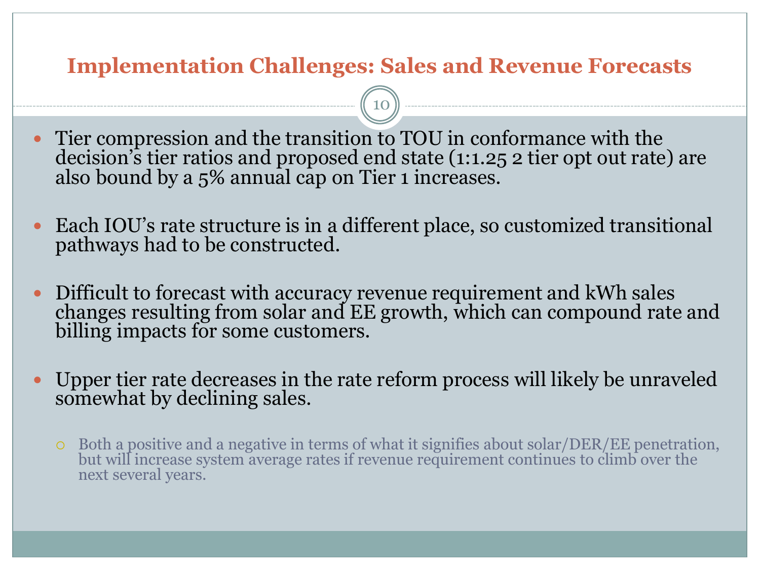# Implementation Challenges: Sales and Revenue Forecasts

- Tier compression and the transition to TOU in conformance with the decision's tier ratios and proposed end state (1:1.25 2 tier opt out rate) are also bound by a 5% annual cap on Tier 1 increases.
- Each IOU's rate structure is in a different place, so customized transitional pathways had to be constructed.
- Difficult to forecast with accuracy revenue requirement and kWh sales changes resulting from solar and EE growth, which can compound rate and billing impacts for some customers.
- Upper tier rate decreases in the rate reform process will likely be unraveled somewhat by declining sales.
  - Both a positive and a negative in terms of what it signifies about solar/DER/EE penetration, but will increase system average rates if revenue requirement continues to climb over the next several years.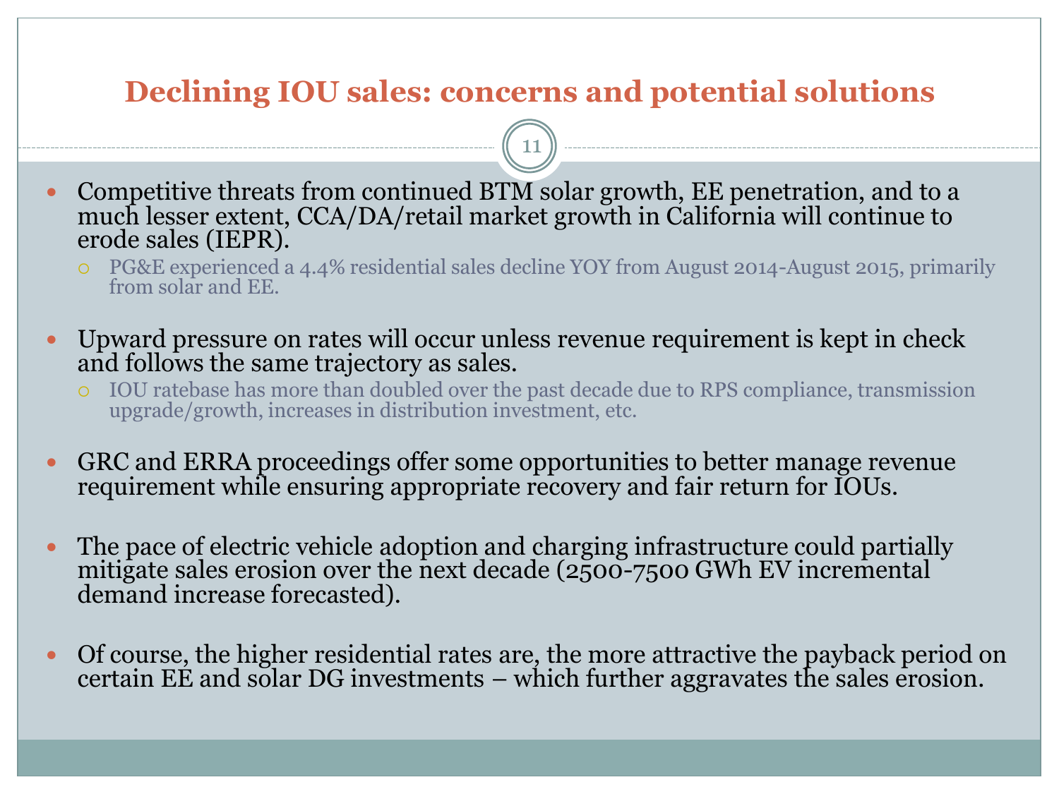# Declining IOU sales: concerns and potential solutions

- Competitive threats from continued BTM solar growth, EE penetration, and to a much lesser extent, CCA/DA/retail market growth in California will continue to erode sales (IEPR).
  - PG&E experienced a 4.4% residential sales decline YOY from August 2014-August 2015, primarily from solar and EE.

- Upward pressure on rates will occur unless revenue requirement is kept in check and follows the same trajectory as sales.
  - IOU ratebase has more than doubled over the past decade due to RPS compliance, transmission upgrade/growth, increases in distribution investment, etc.

- GRC and ERRA proceedings offer some opportunities to better manage revenue requirement while ensuring appropriate recovery and fair return for IOUs.

- The pace of electric vehicle adoption and charging infrastructure could partially mitigate sales erosion over the next decade (2500-7500 GWh EV incremental demand increase forecasted).

- Of course, the higher residential rates are, the more attractive the payback period on certain EE and solar DG investments – which further aggravates the sales erosion.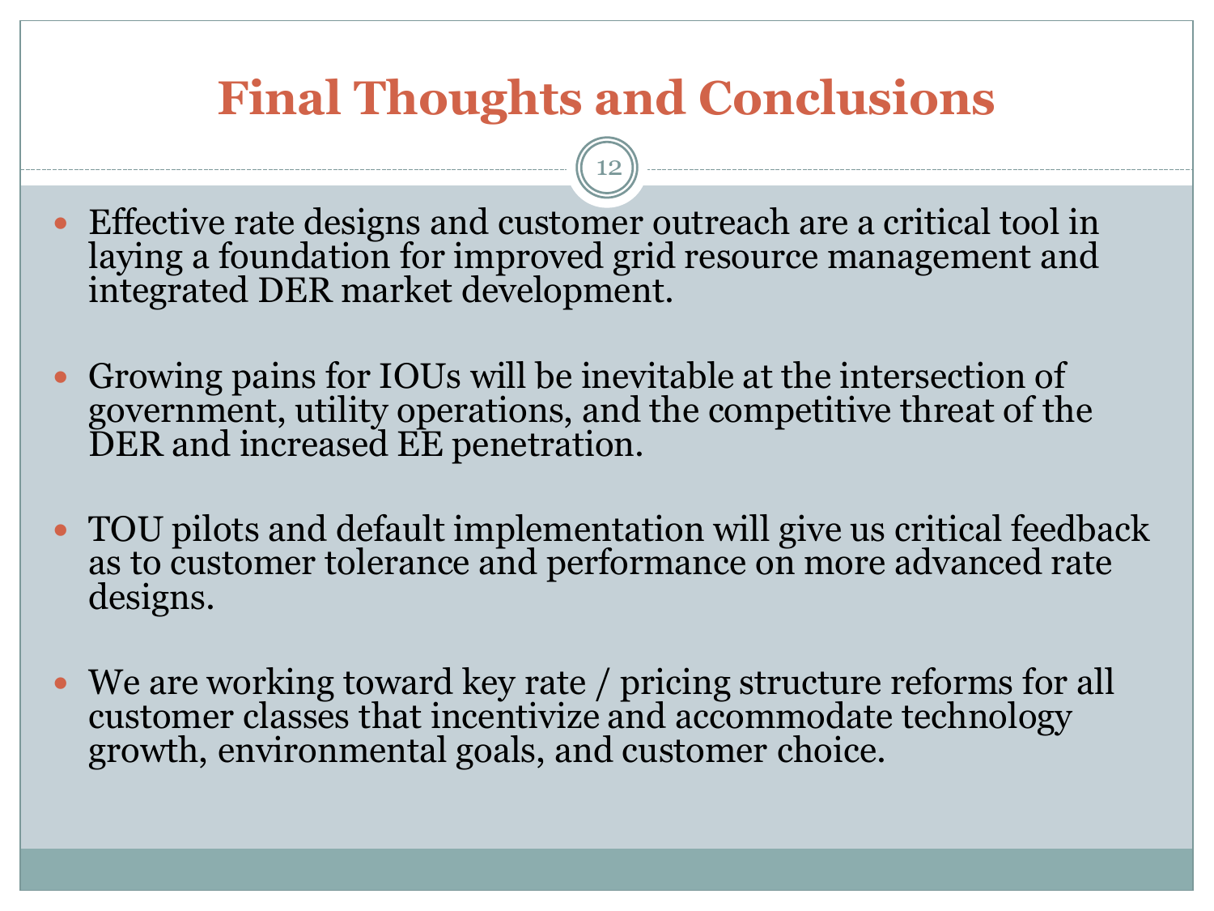# Final Thoughts and Conclusions

- Effective rate designs and customer outreach are a critical tool in laying a foundation for improved grid resource management and integrated DER market development.
- Growing pains for IOUs will be inevitable at the intersection of government, utility operations, and the competitive threat of the DER and increased EE penetration.
- TOU pilots and default implementation will give us critical feedback as to customer tolerance and performance on more advanced rate designs.
- We are working toward key rate / pricing structure reforms for all customer classes that incentivize and accommodate technology growth, environmental goals, and customer choice.